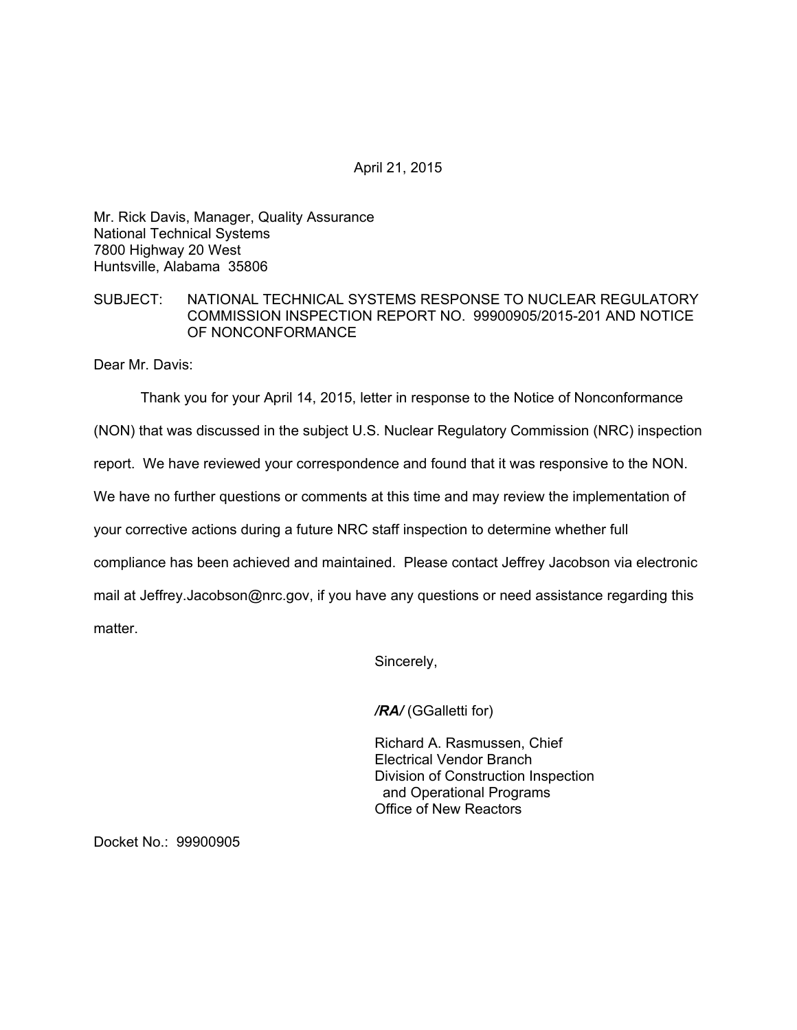April 21, 2015

Mr. Rick Davis, Manager, Quality Assurance
National Technical Systems
7800 Highway 20 West
Huntsville, Alabama 35806

SUBJECT: NATIONAL TECHNICAL SYSTEMS RESPONSE TO NUCLEAR REGULATORY COMMISSION INSPECTION REPORT NO. 99900905/2015-201 AND NOTICE OF NONCONFORMANCE

Dear Mr. Davis:

Thank you for your April 14, 2015, letter in response to the Notice of Nonconformance (NON) that was discussed in the subject U.S. Nuclear Regulatory Commission (NRC) inspection report. We have reviewed your correspondence and found that it was responsive to the NON. We have no further questions or comments at this time and may review the implementation of your corrective actions during a future NRC staff inspection to determine whether full compliance has been achieved and maintained. Please contact Jeffrey Jacobson via electronic mail at Jeffrey.Jacobson@nrc.gov, if you have any questions or need assistance regarding this matter.

Sincerely,

***/RA/*** (GGalletti for)

Richard A. Rasmussen, Chief
Electrical Vendor Branch
Division of Construction Inspection
and Operational Programs
Office of New Reactors

Docket No.: 99900905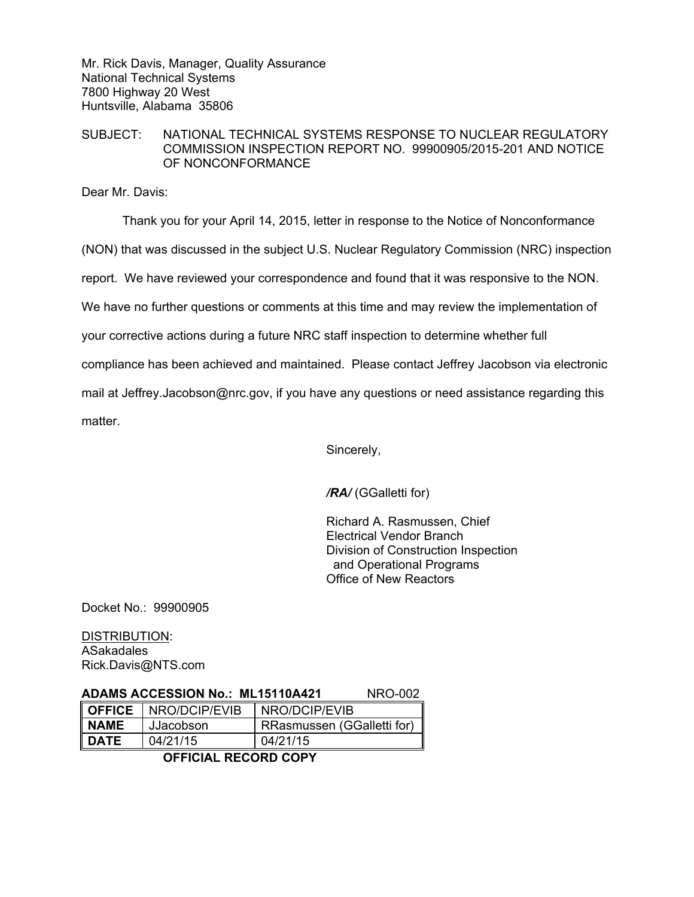Mr. Rick Davis, Manager, Quality Assurance
National Technical Systems
7800 Highway 20 West
Huntsville, Alabama 35806

SUBJECT: NATIONAL TECHNICAL SYSTEMS RESPONSE TO NUCLEAR REGULATORY COMMISSION INSPECTION REPORT NO. 99900905/2015-201 AND NOTICE OF NONCONFORMANCE

Dear Mr. Davis:

Thank you for your April 14, 2015, letter in response to the Notice of Nonconformance (NON) that was discussed in the subject U.S. Nuclear Regulatory Commission (NRC) inspection report. We have reviewed your correspondence and found that it was responsive to the NON. We have no further questions or comments at this time and may review the implementation of your corrective actions during a future NRC staff inspection to determine whether full compliance has been achieved and maintained. Please contact Jeffrey Jacobson via electronic mail at Jeffrey.Jacobson@nrc.gov, if you have any questions or need assistance regarding this matter.

Sincerely,

***/RA/*** (GGalletti for)

Richard A. Rasmussen, Chief
Electrical Vendor Branch
Division of Construction Inspection
and Operational Programs
Office of New Reactors

Docket No.: 99900905

DISTRIBUTION:
ASakadales
Rick.Davis@NTS.com

**ADAMS ACCESSION No.: ML15110A421** NRO-002

| | | |
|---|---|---|
| **OFFICE** | NRO/DCIP/EVIB | NRO/DCIP/EVIB |
| **NAME** | JJacobson | RRasmussen (GGalletti for) |
| **DATE** | 04/21/15 | 04/21/15 |

**OFFICIAL RECORD COPY**